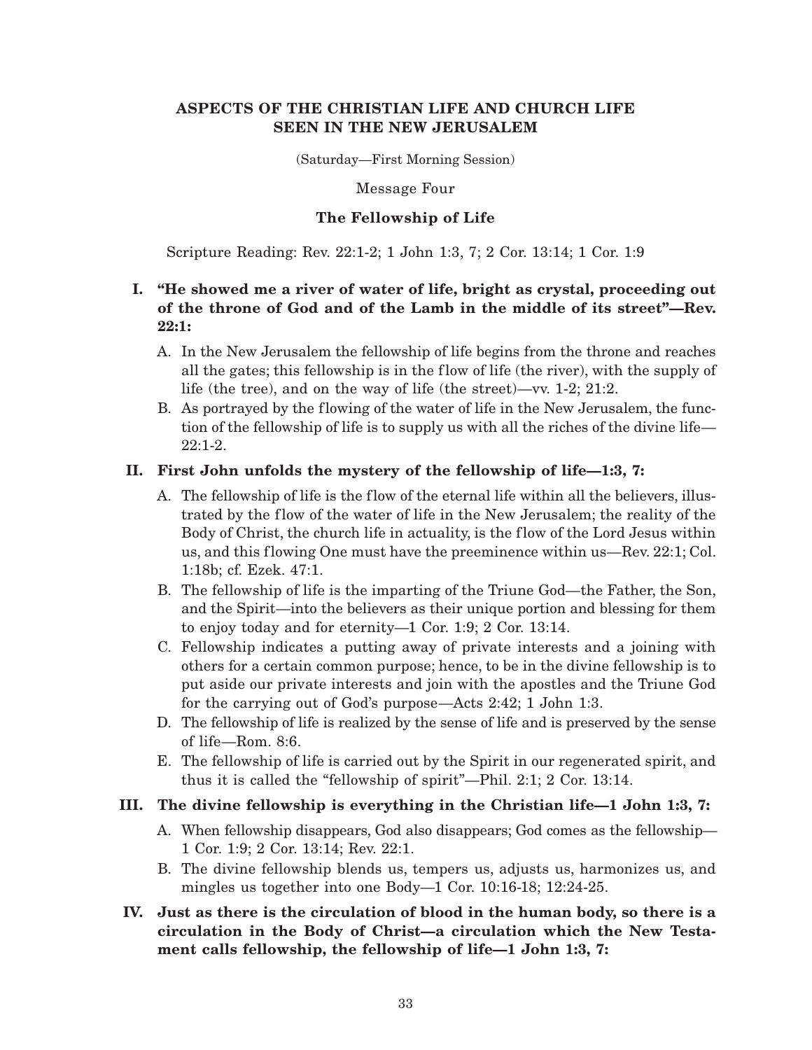# ASPECTS OF THE CHRISTIAN LIFE AND CHURCH LIFE SEEN IN THE NEW JERUSALEM

(Saturday—First Morning Session)

Message Four

## The Fellowship of Life

Scripture Reading: Rev. 22:1-2; 1 John 1:3, 7; 2 Cor. 13:14; 1 Cor. 1:9

**I. "He showed me a river of water of life, bright as crystal, proceeding out of the throne of God and of the Lamb in the middle of its street"—Rev. 22:1:**

A. In the New Jerusalem the fellowship of life begins from the throne and reaches all the gates; this fellowship is in the flow of life (the river), with the supply of life (the tree), and on the way of life (the street)—vv. 1-2; 21:2.

B. As portrayed by the flowing of the water of life in the New Jerusalem, the function of the fellowship of life is to supply us with all the riches of the divine life—22:1-2.

**II. First John unfolds the mystery of the fellowship of life—1:3, 7:**

A. The fellowship of life is the flow of the eternal life within all the believers, illustrated by the flow of the water of life in the New Jerusalem; the reality of the Body of Christ, the church life in actuality, is the flow of the Lord Jesus within us, and this flowing One must have the preeminence within us—Rev. 22:1; Col. 1:18b; cf. Ezek. 47:1.

B. The fellowship of life is the imparting of the Triune God—the Father, the Son, and the Spirit—into the believers as their unique portion and blessing for them to enjoy today and for eternity—1 Cor. 1:9; 2 Cor. 13:14.

C. Fellowship indicates a putting away of private interests and a joining with others for a certain common purpose; hence, to be in the divine fellowship is to put aside our private interests and join with the apostles and the Triune God for the carrying out of God's purpose—Acts 2:42; 1 John 1:3.

D. The fellowship of life is realized by the sense of life and is preserved by the sense of life—Rom. 8:6.

E. The fellowship of life is carried out by the Spirit in our regenerated spirit, and thus it is called the "fellowship of spirit"—Phil. 2:1; 2 Cor. 13:14.

**III. The divine fellowship is everything in the Christian life—1 John 1:3, 7:**

A. When fellowship disappears, God also disappears; God comes as the fellowship—1 Cor. 1:9; 2 Cor. 13:14; Rev. 22:1.

B. The divine fellowship blends us, tempers us, adjusts us, harmonizes us, and mingles us together into one Body—1 Cor. 10:16-18; 12:24-25.

**IV. Just as there is the circulation of blood in the human body, so there is a circulation in the Body of Christ—a circulation which the New Testament calls fellowship, the fellowship of life—1 John 1:3, 7:**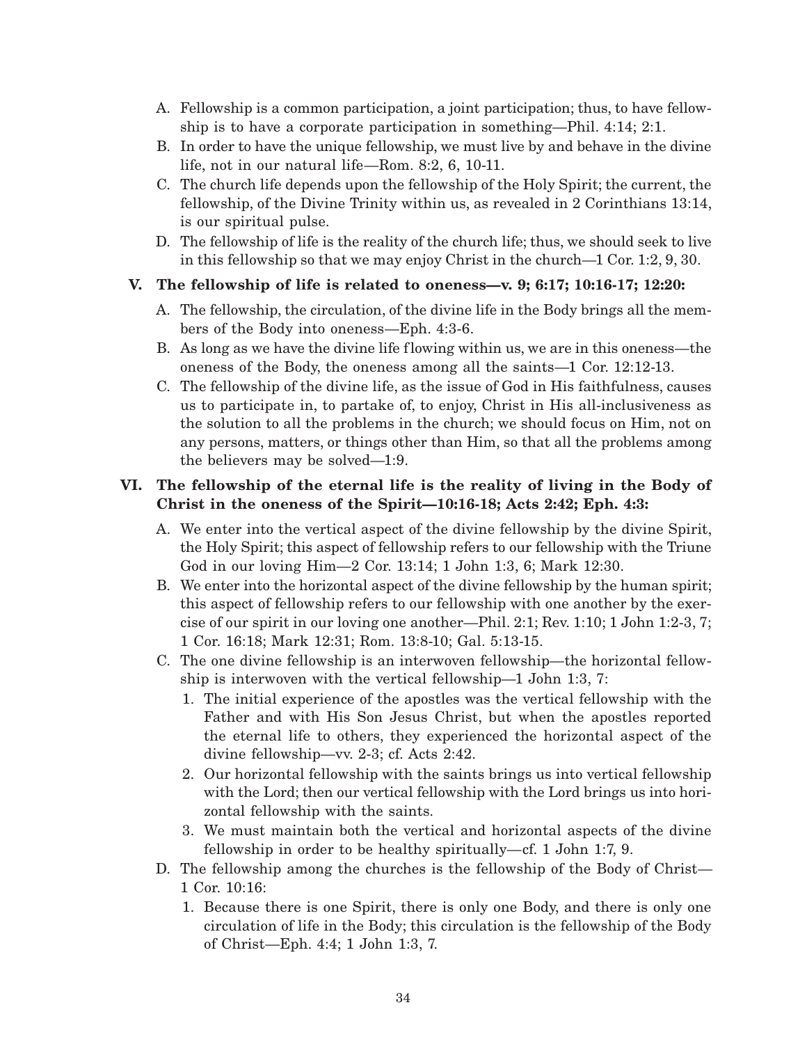A. Fellowship is a common participation, a joint participation; thus, to have fellowship is to have a corporate participation in something—Phil. 4:14; 2:1.

B. In order to have the unique fellowship, we must live by and behave in the divine life, not in our natural life—Rom. 8:2, 6, 10-11.

C. The church life depends upon the fellowship of the Holy Spirit; the current, the fellowship, of the Divine Trinity within us, as revealed in 2 Corinthians 13:14, is our spiritual pulse.

D. The fellowship of life is the reality of the church life; thus, we should seek to live in this fellowship so that we may enjoy Christ in the church—1 Cor. 1:2, 9, 30.

**V. The fellowship of life is related to oneness—v. 9; 6:17; 10:16-17; 12:20:**

A. The fellowship, the circulation, of the divine life in the Body brings all the members of the Body into oneness—Eph. 4:3-6.

B. As long as we have the divine life flowing within us, we are in this oneness—the oneness of the Body, the oneness among all the saints—1 Cor. 12:12-13.

C. The fellowship of the divine life, as the issue of God in His faithfulness, causes us to participate in, to partake of, to enjoy, Christ in His all-inclusiveness as the solution to all the problems in the church; we should focus on Him, not on any persons, matters, or things other than Him, so that all the problems among the believers may be solved—1:9.

**VI. The fellowship of the eternal life is the reality of living in the Body of Christ in the oneness of the Spirit—10:16-18; Acts 2:42; Eph. 4:3:**

A. We enter into the vertical aspect of the divine fellowship by the divine Spirit, the Holy Spirit; this aspect of fellowship refers to our fellowship with the Triune God in our loving Him—2 Cor. 13:14; 1 John 1:3, 6; Mark 12:30.

B. We enter into the horizontal aspect of the divine fellowship by the human spirit; this aspect of fellowship refers to our fellowship with one another by the exercise of our spirit in our loving one another—Phil. 2:1; Rev. 1:10; 1 John 1:2-3, 7; 1 Cor. 16:18; Mark 12:31; Rom. 13:8-10; Gal. 5:13-15.

C. The one divine fellowship is an interwoven fellowship—the horizontal fellowship is interwoven with the vertical fellowship—1 John 1:3, 7:

1. The initial experience of the apostles was the vertical fellowship with the Father and with His Son Jesus Christ, but when the apostles reported the eternal life to others, they experienced the horizontal aspect of the divine fellowship—vv. 2-3; cf. Acts 2:42.
2. Our horizontal fellowship with the saints brings us into vertical fellowship with the Lord; then our vertical fellowship with the Lord brings us into horizontal fellowship with the saints.
3. We must maintain both the vertical and horizontal aspects of the divine fellowship in order to be healthy spiritually—cf. 1 John 1:7, 9.

D. The fellowship among the churches is the fellowship of the Body of Christ—1 Cor. 10:16:

1. Because there is one Spirit, there is only one Body, and there is only one circulation of life in the Body; this circulation is the fellowship of the Body of Christ—Eph. 4:4; 1 John 1:3, 7.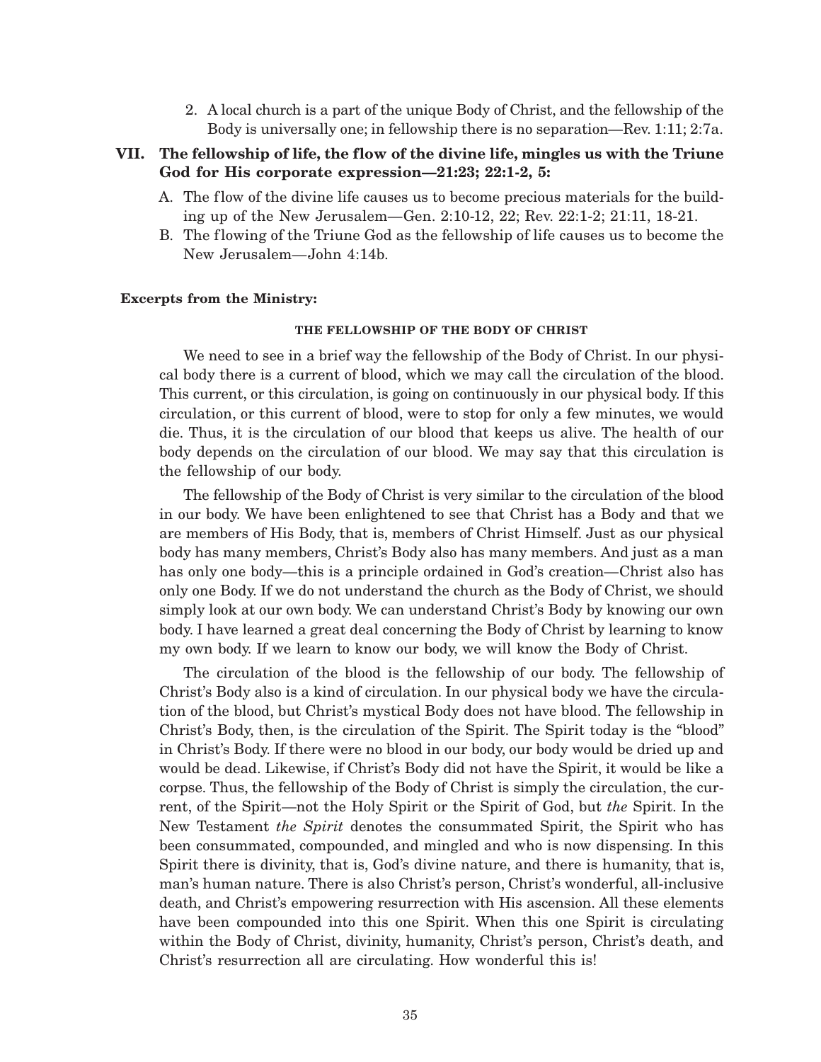2. A local church is a part of the unique Body of Christ, and the fellowship of the Body is universally one; in fellowship there is no separation—Rev. 1:11; 2:7a.

**VII. The fellowship of life, the flow of the divine life, mingles us with the Triune God for His corporate expression—21:23; 22:1-2, 5:**

A. The flow of the divine life causes us to become precious materials for the building up of the New Jerusalem—Gen. 2:10-12, 22; Rev. 22:1-2; 21:11, 18-21.

B. The flowing of the Triune God as the fellowship of life causes us to become the New Jerusalem—John 4:14b.

**Excerpts from the Ministry:**

##### THE FELLOWSHIP OF THE BODY OF CHRIST

We need to see in a brief way the fellowship of the Body of Christ. In our physical body there is a current of blood, which we may call the circulation of the blood. This current, or this circulation, is going on continuously in our physical body. If this circulation, or this current of blood, were to stop for only a few minutes, we would die. Thus, it is the circulation of our blood that keeps us alive. The health of our body depends on the circulation of our blood. We may say that this circulation is the fellowship of our body.

The fellowship of the Body of Christ is very similar to the circulation of the blood in our body. We have been enlightened to see that Christ has a Body and that we are members of His Body, that is, members of Christ Himself. Just as our physical body has many members, Christ's Body also has many members. And just as a man has only one body—this is a principle ordained in God's creation—Christ also has only one Body. If we do not understand the church as the Body of Christ, we should simply look at our own body. We can understand Christ's Body by knowing our own body. I have learned a great deal concerning the Body of Christ by learning to know my own body. If we learn to know our body, we will know the Body of Christ.

The circulation of the blood is the fellowship of our body. The fellowship of Christ's Body also is a kind of circulation. In our physical body we have the circulation of the blood, but Christ's mystical Body does not have blood. The fellowship in Christ's Body, then, is the circulation of the Spirit. The Spirit today is the "blood" in Christ's Body. If there were no blood in our body, our body would be dried up and would be dead. Likewise, if Christ's Body did not have the Spirit, it would be like a corpse. Thus, the fellowship of the Body of Christ is simply the circulation, the current, of the Spirit—not the Holy Spirit or the Spirit of God, but *the* Spirit. In the New Testament *the Spirit* denotes the consummated Spirit, the Spirit who has been consummated, compounded, and mingled and who is now dispensing. In this Spirit there is divinity, that is, God's divine nature, and there is humanity, that is, man's human nature. There is also Christ's person, Christ's wonderful, all-inclusive death, and Christ's empowering resurrection with His ascension. All these elements have been compounded into this one Spirit. When this one Spirit is circulating within the Body of Christ, divinity, humanity, Christ's person, Christ's death, and Christ's resurrection all are circulating. How wonderful this is!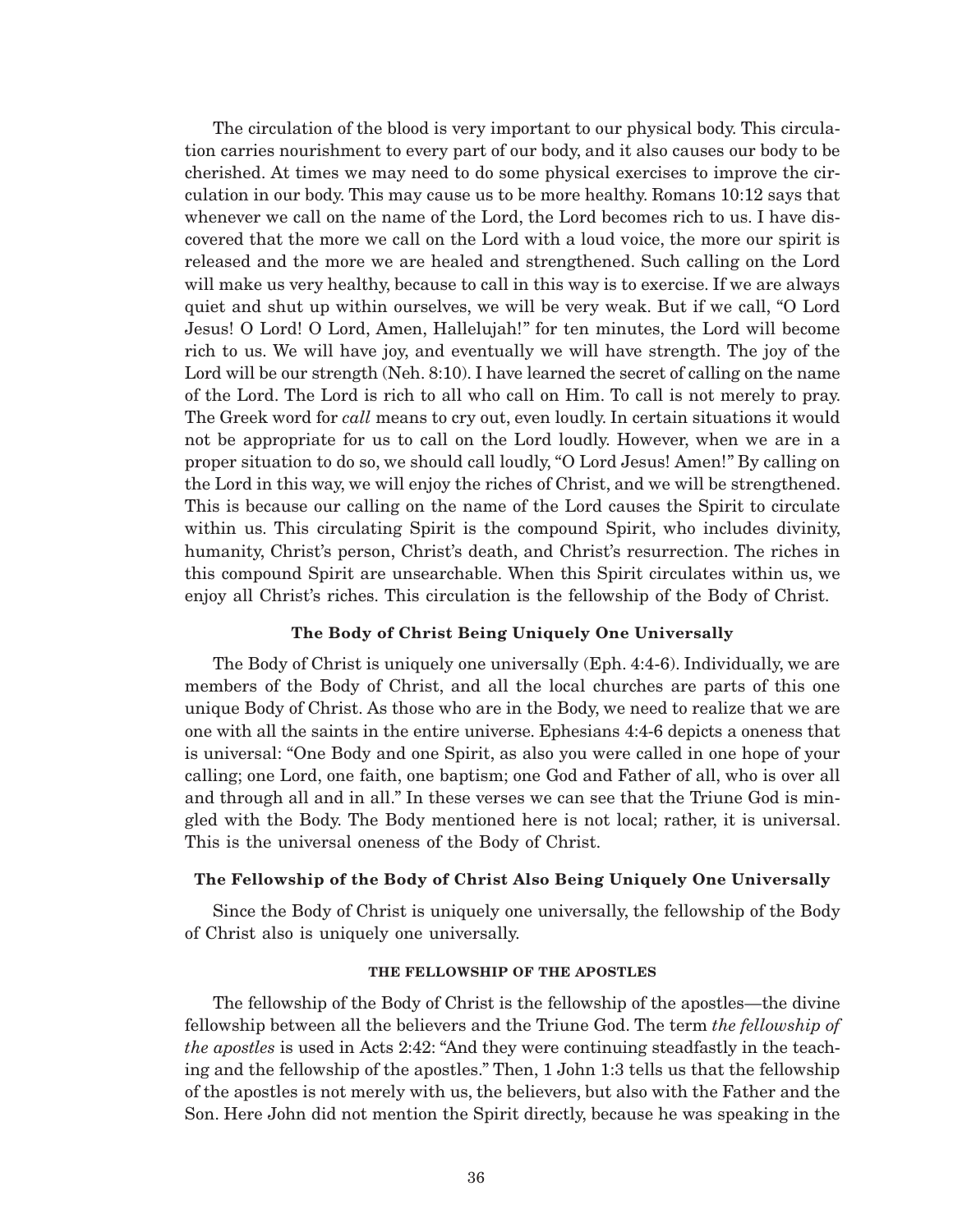The circulation of the blood is very important to our physical body. This circulation carries nourishment to every part of our body, and it also causes our body to be cherished. At times we may need to do some physical exercises to improve the circulation in our body. This may cause us to be more healthy. Romans 10:12 says that whenever we call on the name of the Lord, the Lord becomes rich to us. I have discovered that the more we call on the Lord with a loud voice, the more our spirit is released and the more we are healed and strengthened. Such calling on the Lord will make us very healthy, because to call in this way is to exercise. If we are always quiet and shut up within ourselves, we will be very weak. But if we call, "O Lord Jesus! O Lord! O Lord, Amen, Hallelujah!" for ten minutes, the Lord will become rich to us. We will have joy, and eventually we will have strength. The joy of the Lord will be our strength (Neh. 8:10). I have learned the secret of calling on the name of the Lord. The Lord is rich to all who call on Him. To call is not merely to pray. The Greek word for *call* means to cry out, even loudly. In certain situations it would not be appropriate for us to call on the Lord loudly. However, when we are in a proper situation to do so, we should call loudly, "O Lord Jesus! Amen!" By calling on the Lord in this way, we will enjoy the riches of Christ, and we will be strengthened. This is because our calling on the name of the Lord causes the Spirit to circulate within us. This circulating Spirit is the compound Spirit, who includes divinity, humanity, Christ's person, Christ's death, and Christ's resurrection. The riches in this compound Spirit are unsearchable. When this Spirit circulates within us, we enjoy all Christ's riches. This circulation is the fellowship of the Body of Christ.

#### The Body of Christ Being Uniquely One Universally

The Body of Christ is uniquely one universally (Eph. 4:4-6). Individually, we are members of the Body of Christ, and all the local churches are parts of this one unique Body of Christ. As those who are in the Body, we need to realize that we are one with all the saints in the entire universe. Ephesians 4:4-6 depicts a oneness that is universal: "One Body and one Spirit, as also you were called in one hope of your calling; one Lord, one faith, one baptism; one God and Father of all, who is over all and through all and in all." In these verses we can see that the Triune God is mingled with the Body. The Body mentioned here is not local; rather, it is universal. This is the universal oneness of the Body of Christ.

#### The Fellowship of the Body of Christ Also Being Uniquely One Universally

Since the Body of Christ is uniquely one universally, the fellowship of the Body of Christ also is uniquely one universally.

##### THE FELLOWSHIP OF THE APOSTLES

The fellowship of the Body of Christ is the fellowship of the apostles—the divine fellowship between all the believers and the Triune God. The term *the fellowship of the apostles* is used in Acts 2:42: "And they were continuing steadfastly in the teaching and the fellowship of the apostles." Then, 1 John 1:3 tells us that the fellowship of the apostles is not merely with us, the believers, but also with the Father and the Son. Here John did not mention the Spirit directly, because he was speaking in the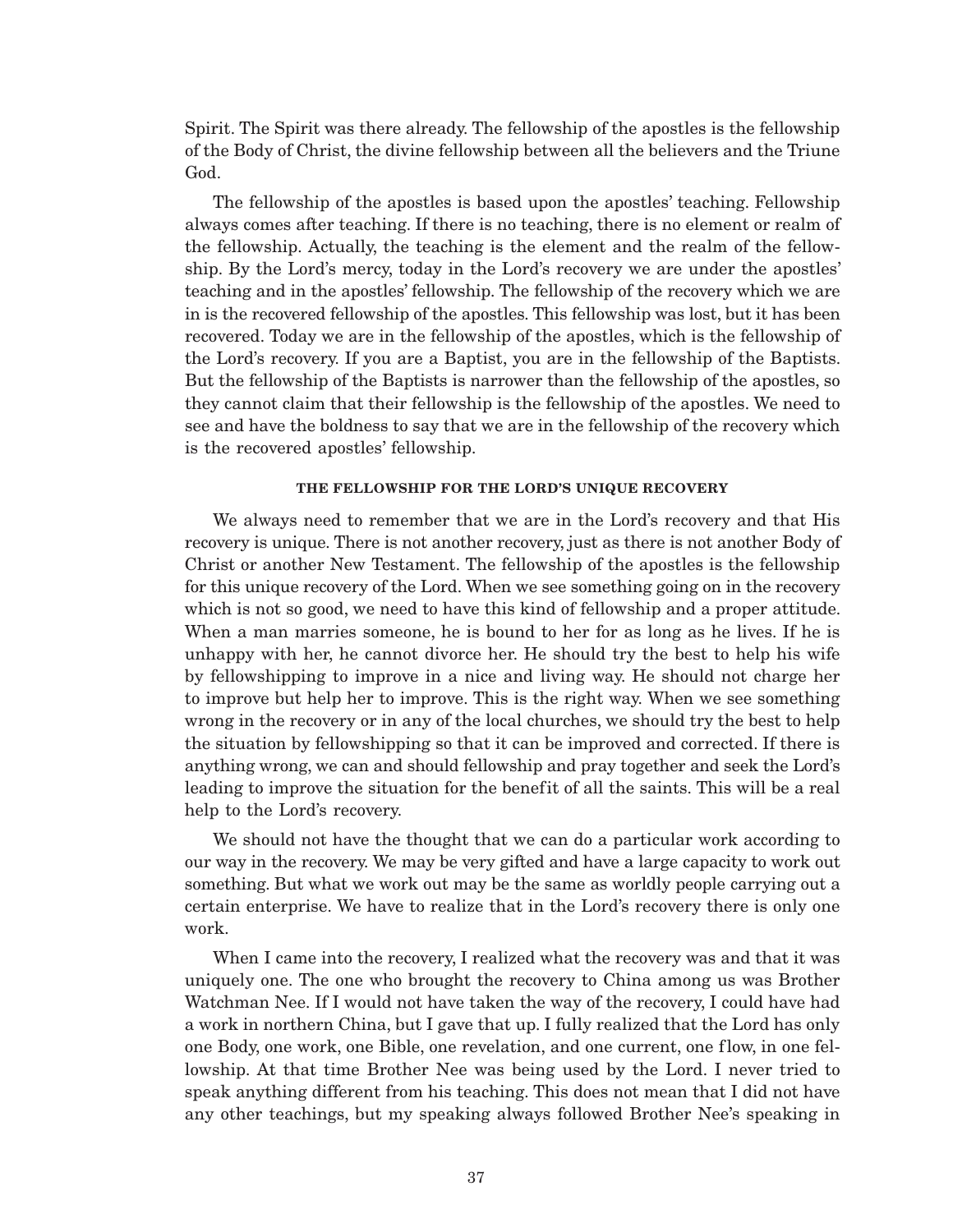Spirit. The Spirit was there already. The fellowship of the apostles is the fellowship of the Body of Christ, the divine fellowship between all the believers and the Triune God.

The fellowship of the apostles is based upon the apostles' teaching. Fellowship always comes after teaching. If there is no teaching, there is no element or realm of the fellowship. Actually, the teaching is the element and the realm of the fellowship. By the Lord's mercy, today in the Lord's recovery we are under the apostles' teaching and in the apostles' fellowship. The fellowship of the recovery which we are in is the recovered fellowship of the apostles. This fellowship was lost, but it has been recovered. Today we are in the fellowship of the apostles, which is the fellowship of the Lord's recovery. If you are a Baptist, you are in the fellowship of the Baptists. But the fellowship of the Baptists is narrower than the fellowship of the apostles, so they cannot claim that their fellowship is the fellowship of the apostles. We need to see and have the boldness to say that we are in the fellowship of the recovery which is the recovered apostles' fellowship.

### THE FELLOWSHIP FOR THE LORD'S UNIQUE RECOVERY

We always need to remember that we are in the Lord's recovery and that His recovery is unique. There is not another recovery, just as there is not another Body of Christ or another New Testament. The fellowship of the apostles is the fellowship for this unique recovery of the Lord. When we see something going on in the recovery which is not so good, we need to have this kind of fellowship and a proper attitude. When a man marries someone, he is bound to her for as long as he lives. If he is unhappy with her, he cannot divorce her. He should try the best to help his wife by fellowshipping to improve in a nice and living way. He should not charge her to improve but help her to improve. This is the right way. When we see something wrong in the recovery or in any of the local churches, we should try the best to help the situation by fellowshipping so that it can be improved and corrected. If there is anything wrong, we can and should fellowship and pray together and seek the Lord's leading to improve the situation for the benefit of all the saints. This will be a real help to the Lord's recovery.

We should not have the thought that we can do a particular work according to our way in the recovery. We may be very gifted and have a large capacity to work out something. But what we work out may be the same as worldly people carrying out a certain enterprise. We have to realize that in the Lord's recovery there is only one work.

When I came into the recovery, I realized what the recovery was and that it was uniquely one. The one who brought the recovery to China among us was Brother Watchman Nee. If I would not have taken the way of the recovery, I could have had a work in northern China, but I gave that up. I fully realized that the Lord has only one Body, one work, one Bible, one revelation, and one current, one flow, in one fellowship. At that time Brother Nee was being used by the Lord. I never tried to speak anything different from his teaching. This does not mean that I did not have any other teachings, but my speaking always followed Brother Nee's speaking in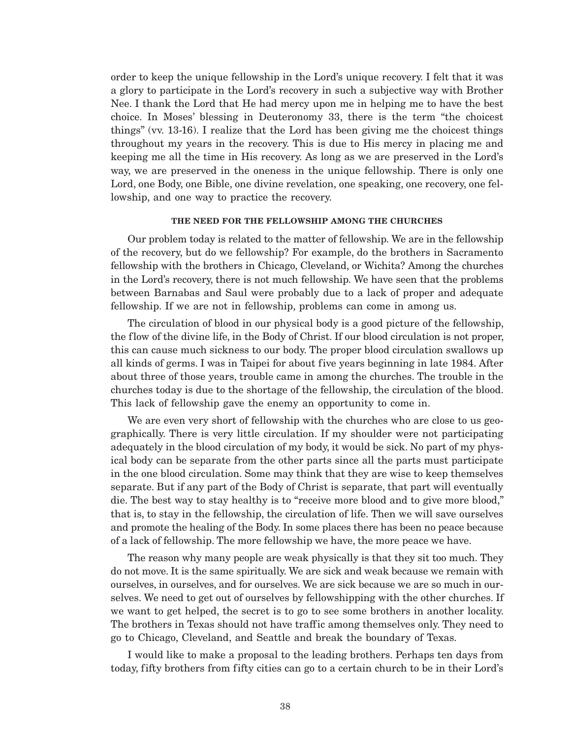order to keep the unique fellowship in the Lord's unique recovery. I felt that it was a glory to participate in the Lord's recovery in such a subjective way with Brother Nee. I thank the Lord that He had mercy upon me in helping me to have the best choice. In Moses' blessing in Deuteronomy 33, there is the term "the choicest things" (vv. 13-16). I realize that the Lord has been giving me the choicest things throughout my years in the recovery. This is due to His mercy in placing me and keeping me all the time in His recovery. As long as we are preserved in the Lord's way, we are preserved in the oneness in the unique fellowship. There is only one Lord, one Body, one Bible, one divine revelation, one speaking, one recovery, one fellowship, and one way to practice the recovery.

#### THE NEED FOR THE FELLOWSHIP AMONG THE CHURCHES

Our problem today is related to the matter of fellowship. We are in the fellowship of the recovery, but do we fellowship? For example, do the brothers in Sacramento fellowship with the brothers in Chicago, Cleveland, or Wichita? Among the churches in the Lord's recovery, there is not much fellowship. We have seen that the problems between Barnabas and Saul were probably due to a lack of proper and adequate fellowship. If we are not in fellowship, problems can come in among us.

The circulation of blood in our physical body is a good picture of the fellowship, the flow of the divine life, in the Body of Christ. If our blood circulation is not proper, this can cause much sickness to our body. The proper blood circulation swallows up all kinds of germs. I was in Taipei for about five years beginning in late 1984. After about three of those years, trouble came in among the churches. The trouble in the churches today is due to the shortage of the fellowship, the circulation of the blood. This lack of fellowship gave the enemy an opportunity to come in.

We are even very short of fellowship with the churches who are close to us geographically. There is very little circulation. If my shoulder were not participating adequately in the blood circulation of my body, it would be sick. No part of my physical body can be separate from the other parts since all the parts must participate in the one blood circulation. Some may think that they are wise to keep themselves separate. But if any part of the Body of Christ is separate, that part will eventually die. The best way to stay healthy is to "receive more blood and to give more blood," that is, to stay in the fellowship, the circulation of life. Then we will save ourselves and promote the healing of the Body. In some places there has been no peace because of a lack of fellowship. The more fellowship we have, the more peace we have.

The reason why many people are weak physically is that they sit too much. They do not move. It is the same spiritually. We are sick and weak because we remain with ourselves, in ourselves, and for ourselves. We are sick because we are so much in ourselves. We need to get out of ourselves by fellowshipping with the other churches. If we want to get helped, the secret is to go to see some brothers in another locality. The brothers in Texas should not have traffic among themselves only. They need to go to Chicago, Cleveland, and Seattle and break the boundary of Texas.

I would like to make a proposal to the leading brothers. Perhaps ten days from today, fifty brothers from fifty cities can go to a certain church to be in their Lord's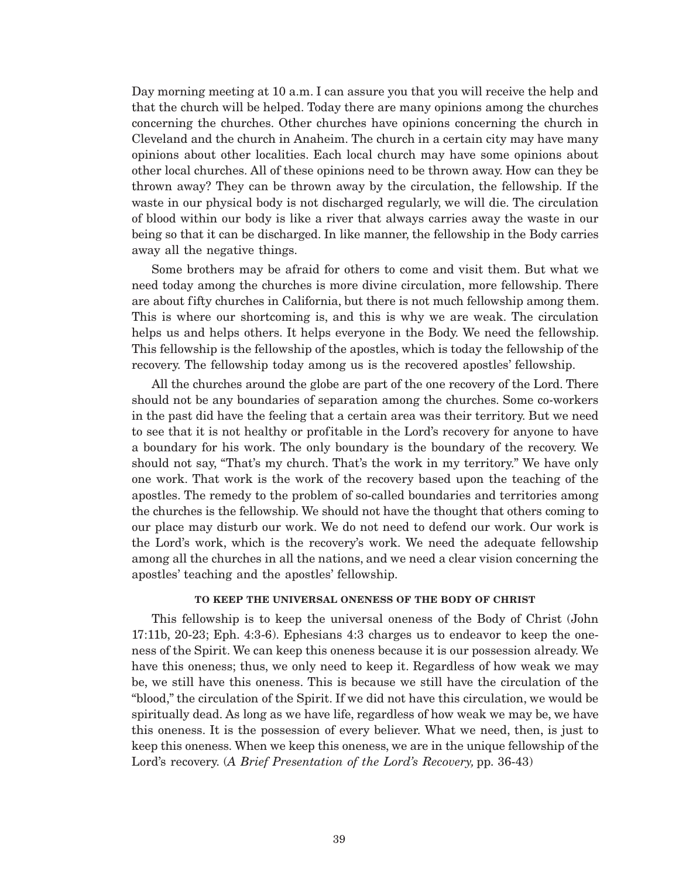Day morning meeting at 10 a.m. I can assure you that you will receive the help and that the church will be helped. Today there are many opinions among the churches concerning the churches. Other churches have opinions concerning the church in Cleveland and the church in Anaheim. The church in a certain city may have many opinions about other localities. Each local church may have some opinions about other local churches. All of these opinions need to be thrown away. How can they be thrown away? They can be thrown away by the circulation, the fellowship. If the waste in our physical body is not discharged regularly, we will die. The circulation of blood within our body is like a river that always carries away the waste in our being so that it can be discharged. In like manner, the fellowship in the Body carries away all the negative things.

Some brothers may be afraid for others to come and visit them. But what we need today among the churches is more divine circulation, more fellowship. There are about fifty churches in California, but there is not much fellowship among them. This is where our shortcoming is, and this is why we are weak. The circulation helps us and helps others. It helps everyone in the Body. We need the fellowship. This fellowship is the fellowship of the apostles, which is today the fellowship of the recovery. The fellowship today among us is the recovered apostles' fellowship.

All the churches around the globe are part of the one recovery of the Lord. There should not be any boundaries of separation among the churches. Some co-workers in the past did have the feeling that a certain area was their territory. But we need to see that it is not healthy or profitable in the Lord's recovery for anyone to have a boundary for his work. The only boundary is the boundary of the recovery. We should not say, "That's my church. That's the work in my territory." We have only one work. That work is the work of the recovery based upon the teaching of the apostles. The remedy to the problem of so-called boundaries and territories among the churches is the fellowship. We should not have the thought that others coming to our place may disturb our work. We do not need to defend our work. Our work is the Lord's work, which is the recovery's work. We need the adequate fellowship among all the churches in all the nations, and we need a clear vision concerning the apostles' teaching and the apostles' fellowship.

#### TO KEEP THE UNIVERSAL ONENESS OF THE BODY OF CHRIST

This fellowship is to keep the universal oneness of the Body of Christ (John 17:11b, 20-23; Eph. 4:3-6). Ephesians 4:3 charges us to endeavor to keep the oneness of the Spirit. We can keep this oneness because it is our possession already. We have this oneness; thus, we only need to keep it. Regardless of how weak we may be, we still have this oneness. This is because we still have the circulation of the "blood," the circulation of the Spirit. If we did not have this circulation, we would be spiritually dead. As long as we have life, regardless of how weak we may be, we have this oneness. It is the possession of every believer. What we need, then, is just to keep this oneness. When we keep this oneness, we are in the unique fellowship of the Lord's recovery. (*A Brief Presentation of the Lord's Recovery,* pp. 36-43)